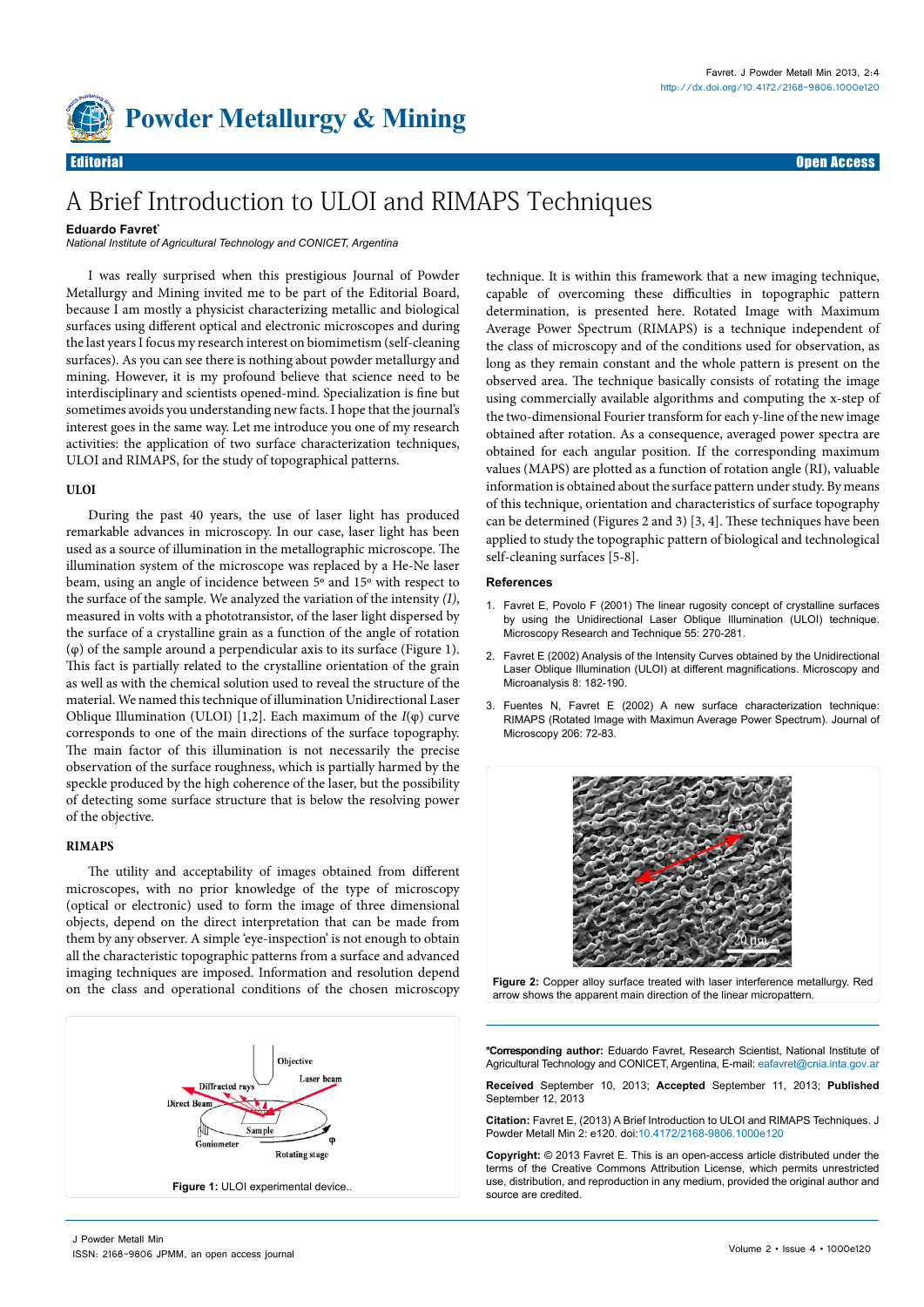Editorial | Open Access

# A Brief Introduction to ULOI and RIMAPS Techniques

**Eduardo Favret***

*National Institute of Agricultural Technology and CONICET, Argentina*

I was really surprised when this prestigious Journal of Powder Metallurgy and Mining invited me to be part of the Editorial Board, because I am mostly a physicist characterizing metallic and biological surfaces using different optical and electronic microscopes and during the last years I focus my research interest on biomimetism (self-cleaning surfaces). As you can see there is nothing about powder metallurgy and mining. However, it is my profound believe that science need to be interdisciplinary and scientists opened-mind. Specialization is fine but sometimes avoids you understanding new facts. I hope that the journal's interest goes in the same way. Let me introduce you one of my research activities: the application of two surface characterization techniques, ULOI and RIMAPS, for the study of topographical patterns.

## ULOI

During the past 40 years, the use of laser light has produced remarkable advances in microscopy. In our case, laser light has been used as a source of illumination in the metallographic microscope. The illumination system of the microscope was replaced by a He-Ne laser beam, using an angle of incidence between 5º and 15º with respect to the surface of the sample. We analyzed the variation of the intensity *(I)*, measured in volts with a phototransistor, of the laser light dispersed by the surface of a crystalline grain as a function of the angle of rotation (φ) of the sample around a perpendicular axis to its surface (Figure 1). This fact is partially related to the crystalline orientation of the grain as well as with the chemical solution used to reveal the structure of the material. We named this technique of illumination Unidirectional Laser Oblique Illumination (ULOI) [1,2]. Each maximum of the $I(\varphi)$ curve corresponds to one of the main directions of the surface topography. The main factor of this illumination is not necessarily the precise observation of the surface roughness, which is partially harmed by the speckle produced by the high coherence of the laser, but the possibility of detecting some surface structure that is below the resolving power of the objective.

## RIMAPS

The utility and acceptability of images obtained from different microscopes, with no prior knowledge of the type of microscopy (optical or electronic) used to form the image of three dimensional objects, depend on the direct interpretation that can be made from them by any observer. A simple 'eye-inspection' is not enough to obtain all the characteristic topographic patterns from a surface and advanced imaging techniques are imposed. Information and resolution depend on the class and operational conditions of the chosen microscopy technique. It is within this framework that a new imaging technique, capable of overcoming these difficulties in topographic pattern determination, is presented here. Rotated Image with Maximum Average Power Spectrum (RIMAPS) is a technique independent of the class of microscopy and of the conditions used for observation, as long as they remain constant and the whole pattern is present on the observed area. The technique basically consists of rotating the image using commercially available algorithms and computing the x-step of the two-dimensional Fourier transform for each y-line of the new image obtained after rotation. As a consequence, averaged power spectra are obtained for each angular position. If the corresponding maximum values (MAPS) are plotted as a function of rotation angle (RI), valuable information is obtained about the surface pattern under study. By means of this technique, orientation and characteristics of surface topography can be determined (Figures 2 and 3) [3, 4]. These techniques have been applied to study the topographic pattern of biological and technological self-cleaning surfaces [5-8].

Objective
Laser beam
Diffracted rays
Direct Beam
Sample
Goniometer
φ
Rotating stage

**Figure 1:** ULOI experimental device..

20 µm

**Figure 2:** Copper alloy surface treated with laser interference metallurgy. Red arrow shows the apparent main direction of the linear micropattern.

## References

1. Favret E, Povolo F (2001) The linear rugosity concept of crystalline surfaces by using the Unidirectional Laser Oblique Illumination (ULOI) technique. Microscopy Research and Technique 55: 270-281.
2. Favret E (2002) Analysis of the Intensity Curves obtained by the Unidirectional Laser Oblique Illumination (ULOI) at different magnifications. Microscopy and Microanalysis 8: 182-190.
3. Fuentes N, Favret E (2002) A new surface characterization technique: RIMAPS (Rotated Image with Maximun Average Power Spectrum). Journal of Microscopy 206: 72-83.

***Corresponding author:** Eduardo Favret, Research Scientist, National Institute of Agricultural Technology and CONICET, Argentina, E-mail: eafavret@cnia.inta.gov.ar

**Received** September 10, 2013; **Accepted** September 11, 2013; **Published** September 12, 2013

**Citation:** Favret E, (2013) A Brief Introduction to ULOI and RIMAPS Techniques. J Powder Metall Min 2: e120. doi:10.4172/2168-9806.1000e120

**Copyright:** © 2013 Favret E. This is an open-access article distributed under the terms of the Creative Commons Attribution License, which permits unrestricted use, distribution, and reproduction in any medium, provided the original author and source are credited.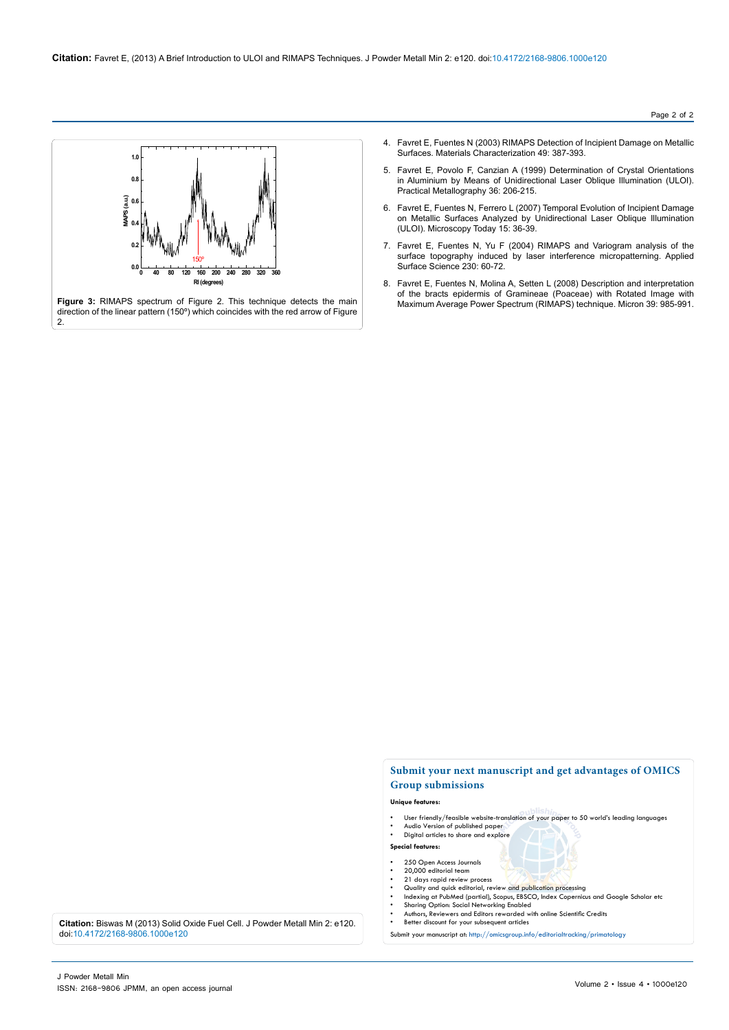MAPS (a.u.)

1.0
0.8
0.6
0.4
0.2
0.0

0 40 80 120 160 200 240 280 320 360

RI (degrees)

150º

**Figure 3:** RIMAPS spectrum of Figure 2. This technique detects the main direction of the linear pattern (150º) which coincides with the red arrow of Figure 2.

4. Favret E, Fuentes N (2003) RIMAPS Detection of Incipient Damage on Metallic Surfaces. Materials Characterization 49: 387-393.
5. Favret E, Povolo F, Canzian A (1999) Determination of Crystal Orientations in Aluminium by Means of Unidirectional Laser Oblique Illumination (ULOI). Practical Metallography 36: 206-215.
6. Favret E, Fuentes N, Ferrero L (2007) Temporal Evolution of Incipient Damage on Metallic Surfaces Analyzed by Unidirectional Laser Oblique Illumination (ULOI). Microscopy Today 15: 36-39.
7. Favret E, Fuentes N, Yu F (2004) RIMAPS and Variogram analysis of the surface topography induced by laser interference micropatterning. Applied Surface Science 230: 60-72.
8. Favret E, Fuentes N, Molina A, Setten L (2008) Description and interpretation of the bracts epidermis of Gramineae (Poaceae) with Rotated Image with Maximum Average Power Spectrum (RIMAPS) technique. Micron 39: 985-991.

**Citation:** Biswas M (2013) Solid Oxide Fuel Cell. J Powder Metall Min 2: e120. doi:10.4172/2168-9806.1000e120

**Submit your next manuscript and get advantages of OMICS Group submissions**

**Unique features:**

- User friendly/feasible website-translation of your paper to 50 world's leading languages
- Audio Version of published paper
- Digital articles to share and explore

**Special features:**

- 250 Open Access Journals
- 20,000 editorial team
- 21 days rapid review process
- Quality and quick editorial, review and publication processing
- Indexing at PubMed (partial), Scopus, EBSCO, Index Copernicus and Google Scholar etc
- Sharing Option: Social Networking Enabled
- Authors, Reviewers and Editors rewarded with online Scientific Credits
- Better discount for your subsequent articles

Submit your manuscript at: http://omicsgroup.info/editorialtracking/primatology